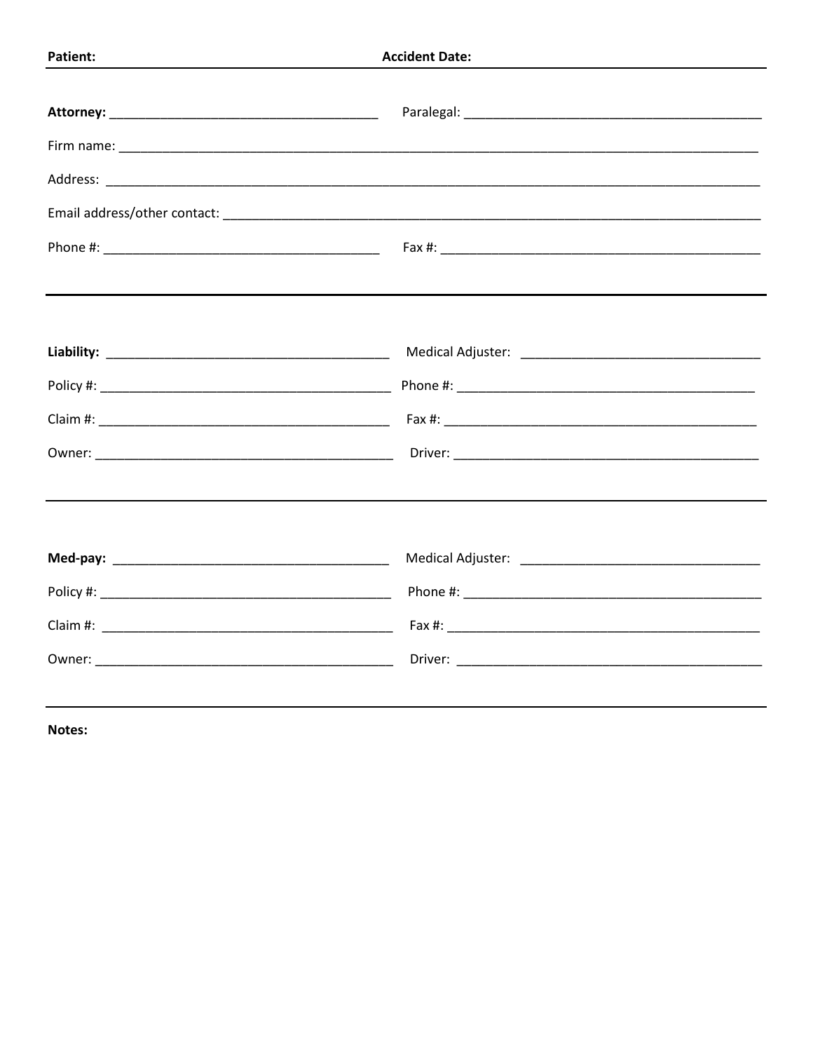**Patient:** **Accident Date:**

---

**Attorney:** ______________________________________ Paralegal: ______________________________________

Firm name: ______________________________________________________________________________

Address: ______________________________________________________________________________

Email address/other contact: ______________________________________________________________

Phone #: ______________________________________ Fax #: ______________________________________

---

**Liability:** ______________________________________ Medical Adjuster: ______________________________

Policy #: ______________________________________ Phone #: ______________________________________

Claim #: ______________________________________ Fax #: ______________________________________

Owner: ______________________________________ Driver: ______________________________________

---

**Med-pay:** ______________________________________ Medical Adjuster: ______________________________

Policy #: ______________________________________ Phone #: ______________________________________

Claim #: ______________________________________ Fax #: ______________________________________

Owner: ______________________________________ Driver: ______________________________________

---

**Notes:**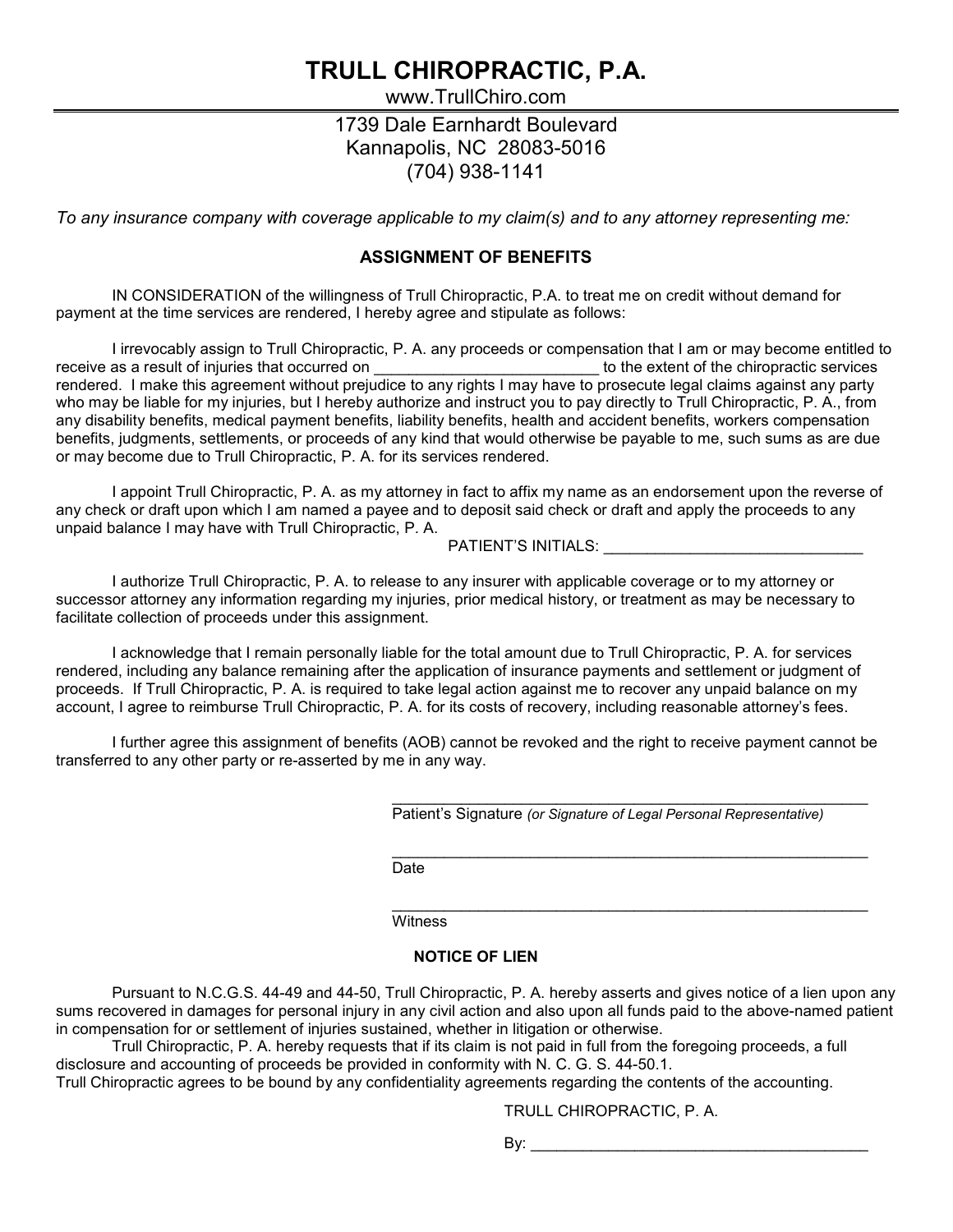# TRULL CHIROPRACTIC, P.A.

www.TrullChiro.com

1739 Dale Earnhardt Boulevard
Kannapolis, NC 28083-5016
(704) 938-1141

*To any insurance company with coverage applicable to my claim(s) and to any attorney representing me:*

## ASSIGNMENT OF BENEFITS

IN CONSIDERATION of the willingness of Trull Chiropractic, P.A. to treat me on credit without demand for payment at the time services are rendered, I hereby agree and stipulate as follows:

I irrevocably assign to Trull Chiropractic, P. A. any proceeds or compensation that I am or may become entitled to receive as a result of injuries that occurred on __________________________ to the extent of the chiropractic services rendered. I make this agreement without prejudice to any rights I may have to prosecute legal claims against any party who may be liable for my injuries, but I hereby authorize and instruct you to pay directly to Trull Chiropractic, P. A., from any disability benefits, medical payment benefits, liability benefits, health and accident benefits, workers compensation benefits, judgments, settlements, or proceeds of any kind that would otherwise be payable to me, such sums as are due or may become due to Trull Chiropractic, P. A. for its services rendered.

I appoint Trull Chiropractic, P. A. as my attorney in fact to affix my name as an endorsement upon the reverse of any check or draft upon which I am named a payee and to deposit said check or draft and apply the proceeds to any unpaid balance I may have with Trull Chiropractic, P. A.

PATIENT'S INITIALS: ______________________________

I authorize Trull Chiropractic, P. A. to release to any insurer with applicable coverage or to my attorney or successor attorney any information regarding my injuries, prior medical history, or treatment as may be necessary to facilitate collection of proceeds under this assignment.

I acknowledge that I remain personally liable for the total amount due to Trull Chiropractic, P. A. for services rendered, including any balance remaining after the application of insurance payments and settlement or judgment of proceeds. If Trull Chiropractic, P. A. is required to take legal action against me to recover any unpaid balance on my account, I agree to reimburse Trull Chiropractic, P. A. for its costs of recovery, including reasonable attorney's fees.

I further agree this assignment of benefits (AOB) cannot be revoked and the right to receive payment cannot be transferred to any other party or re-asserted by me in any way.

________________________________________________________
Patient's Signature *(or Signature of Legal Personal Representative)*

________________________________________________________
Date

________________________________________________________
Witness

## NOTICE OF LIEN

Pursuant to N.C.G.S. 44-49 and 44-50, Trull Chiropractic, P. A. hereby asserts and gives notice of a lien upon any sums recovered in damages for personal injury in any civil action and also upon all funds paid to the above-named patient in compensation for or settlement of injuries sustained, whether in litigation or otherwise.

Trull Chiropractic, P. A. hereby requests that if its claim is not paid in full from the foregoing proceeds, a full disclosure and accounting of proceeds be provided in conformity with N. C. G. S. 44-50.1.
Trull Chiropractic agrees to be bound by any confidentiality agreements regarding the contents of the accounting.

TRULL CHIROPRACTIC, P. A.

By: ________________________________________